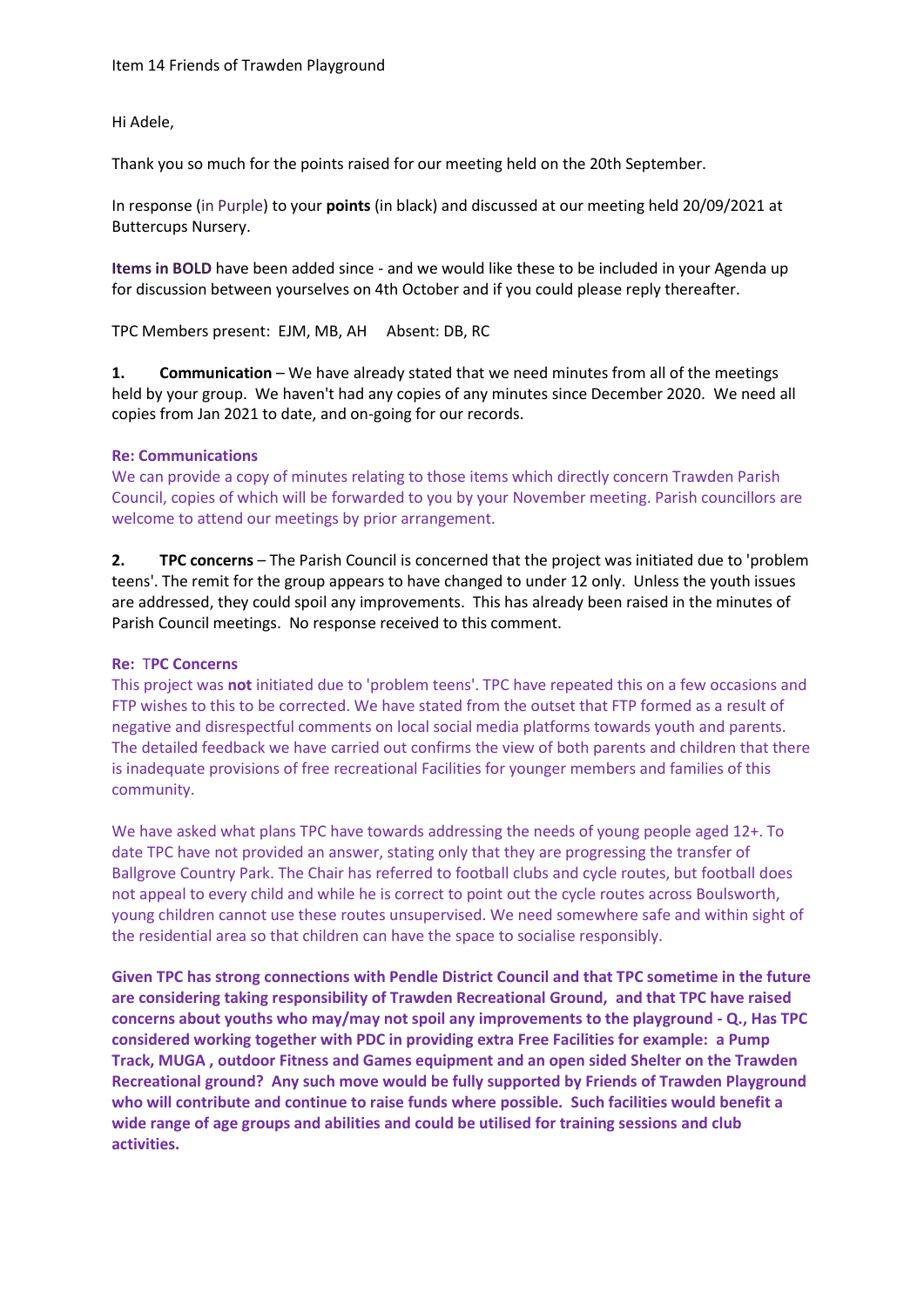Item 14 Friends of Trawden Playground

Hi Adele,

Thank you so much for the points raised for our meeting held on the 20th September.

In response (in Purple) to your **points** (in black) and discussed at our meeting held 20/09/2021 at Buttercups Nursery.

**Items in BOLD** have been added since - and we would like these to be included in your Agenda up for discussion between yourselves on 4th October and if you could please reply thereafter.

TPC Members present: EJM, MB, AH  Absent: DB, RC

**1.** **Communication** – We have already stated that we need minutes from all of the meetings held by your group. We haven't had any copies of any minutes since December 2020. We need all copies from Jan 2021 to date, and on-going for our records.

**Re: Communications**

We can provide a copy of minutes relating to those items which directly concern Trawden Parish Council, copies of which will be forwarded to you by your November meeting. Parish councillors are welcome to attend our meetings by prior arrangement.

**2.** **TPC concerns** – The Parish Council is concerned that the project was initiated due to 'problem teens'. The remit for the group appears to have changed to under 12 only. Unless the youth issues are addressed, they could spoil any improvements. This has already been raised in the minutes of Parish Council meetings. No response received to this comment.

**Re: TPC Concerns**

This project was **not** initiated due to 'problem teens'. TPC have repeated this on a few occasions and FTP wishes to this to be corrected. We have stated from the outset that FTP formed as a result of negative and disrespectful comments on local social media platforms towards youth and parents. The detailed feedback we have carried out confirms the view of both parents and children that there is inadequate provisions of free recreational Facilities for younger members and families of this community.

We have asked what plans TPC have towards addressing the needs of young people aged 12+. To date TPC have not provided an answer, stating only that they are progressing the transfer of Ballgrove Country Park. The Chair has referred to football clubs and cycle routes, but football does not appeal to every child and while he is correct to point out the cycle routes across Boulsworth, young children cannot use these routes unsupervised. We need somewhere safe and within sight of the residential area so that children can have the space to socialise responsibly.

**Given TPC has strong connections with Pendle District Council and that TPC sometime in the future are considering taking responsibility of Trawden Recreational Ground, and that TPC have raised concerns about youths who may/may not spoil any improvements to the playground - Q., Has TPC considered working together with PDC in providing extra Free Facilities for example: a Pump Track, MUGA , outdoor Fitness and Games equipment and an open sided Shelter on the Trawden Recreational ground? Any such move would be fully supported by Friends of Trawden Playground who will contribute and continue to raise funds where possible. Such facilities would benefit a wide range of age groups and abilities and could be utilised for training sessions and club activities.**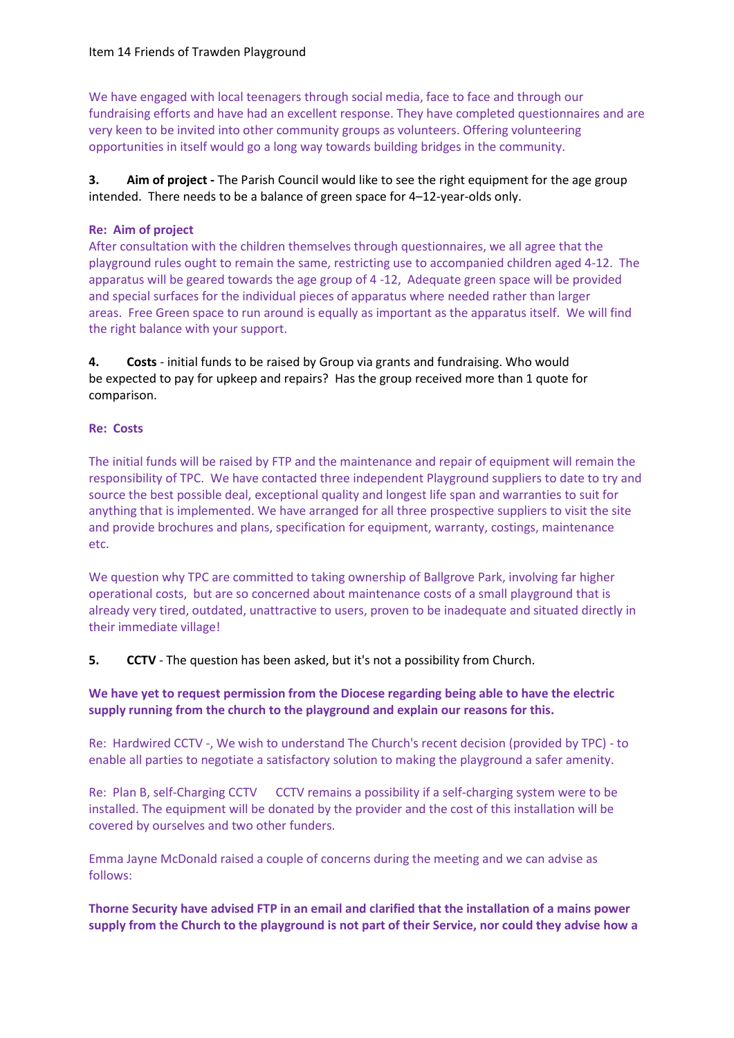Item 14 Friends of Trawden Playground

We have engaged with local teenagers through social media, face to face and through our fundraising efforts and have had an excellent response. They have completed questionnaires and are very keen to be invited into other community groups as volunteers. Offering volunteering opportunities in itself would go a long way towards building bridges in the community.

**3. Aim of project -** The Parish Council would like to see the right equipment for the age group intended. There needs to be a balance of green space for 4–12-year-olds only.

**Re: Aim of project**

After consultation with the children themselves through questionnaires, we all agree that the playground rules ought to remain the same, restricting use to accompanied children aged 4-12. The apparatus will be geared towards the age group of 4 -12, Adequate green space will be provided and special surfaces for the individual pieces of apparatus where needed rather than larger areas. Free Green space to run around is equally as important as the apparatus itself. We will find the right balance with your support.

**4. Costs** - initial funds to be raised by Group via grants and fundraising. Who would be expected to pay for upkeep and repairs? Has the group received more than 1 quote for comparison.

**Re: Costs**

The initial funds will be raised by FTP and the maintenance and repair of equipment will remain the responsibility of TPC. We have contacted three independent Playground suppliers to date to try and source the best possible deal, exceptional quality and longest life span and warranties to suit for anything that is implemented. We have arranged for all three prospective suppliers to visit the site and provide brochures and plans, specification for equipment, warranty, costings, maintenance etc.

We question why TPC are committed to taking ownership of Ballgrove Park, involving far higher operational costs, but are so concerned about maintenance costs of a small playground that is already very tired, outdated, unattractive to users, proven to be inadequate and situated directly in their immediate village!

**5. CCTV** - The question has been asked, but it's not a possibility from Church.

**We have yet to request permission from the Diocese regarding being able to have the electric supply running from the church to the playground and explain our reasons for this.**

Re: Hardwired CCTV -, We wish to understand The Church's recent decision (provided by TPC) - to enable all parties to negotiate a satisfactory solution to making the playground a safer amenity.

Re: Plan B, self-Charging CCTV CCTV remains a possibility if a self-charging system were to be installed. The equipment will be donated by the provider and the cost of this installation will be covered by ourselves and two other funders.

Emma Jayne McDonald raised a couple of concerns during the meeting and we can advise as follows:

**Thorne Security have advised FTP in an email and clarified that the installation of a mains power supply from the Church to the playground is not part of their Service, nor could they advise how a**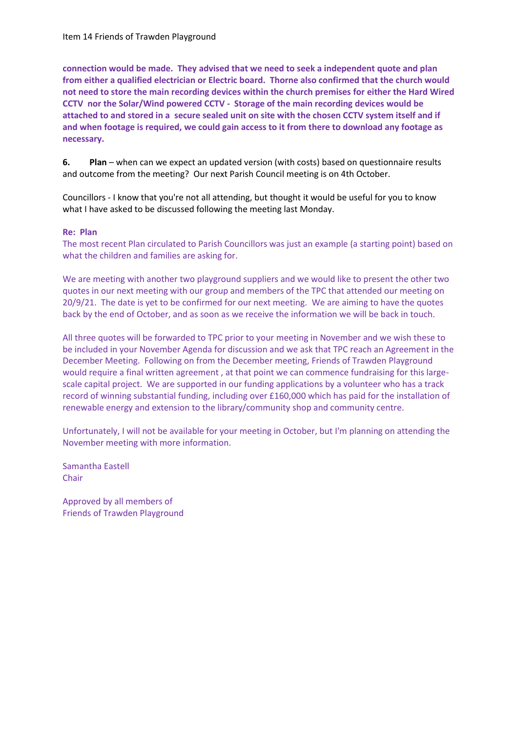**connection would be made. They advised that we need to seek a independent quote and plan from either a qualified electrician or Electric board. Thorne also confirmed that the church would not need to store the main recording devices within the church premises for either the Hard Wired CCTV nor the Solar/Wind powered CCTV - Storage of the main recording devices would be attached to and stored in a secure sealed unit on site with the chosen CCTV system itself and if and when footage is required, we could gain access to it from there to download any footage as necessary.**

**6. Plan** – when can we expect an updated version (with costs) based on questionnaire results and outcome from the meeting? Our next Parish Council meeting is on 4th October.

Councillors - I know that you're not all attending, but thought it would be useful for you to know what I have asked to be discussed following the meeting last Monday.

**Re: Plan**

The most recent Plan circulated to Parish Councillors was just an example (a starting point) based on what the children and families are asking for.

We are meeting with another two playground suppliers and we would like to present the other two quotes in our next meeting with our group and members of the TPC that attended our meeting on 20/9/21. The date is yet to be confirmed for our next meeting. We are aiming to have the quotes back by the end of October, and as soon as we receive the information we will be back in touch.

All three quotes will be forwarded to TPC prior to your meeting in November and we wish these to be included in your November Agenda for discussion and we ask that TPC reach an Agreement in the December Meeting. Following on from the December meeting, Friends of Trawden Playground would require a final written agreement , at that point we can commence fundraising for this large-scale capital project. We are supported in our funding applications by a volunteer who has a track record of winning substantial funding, including over £160,000 which has paid for the installation of renewable energy and extension to the library/community shop and community centre.

Unfortunately, I will not be available for your meeting in October, but I'm planning on attending the November meeting with more information.

Samantha Eastell
Chair

Approved by all members of
Friends of Trawden Playground